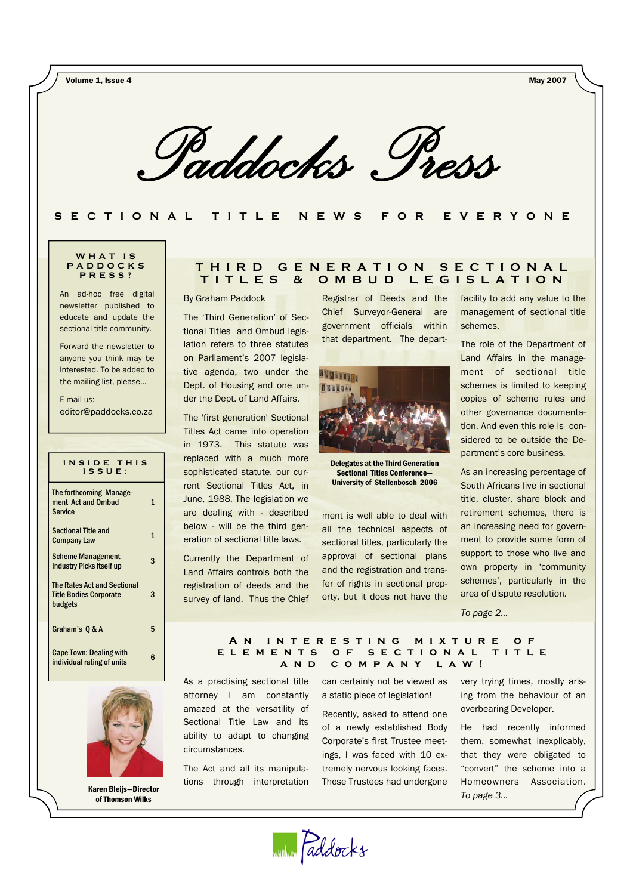# Paddocks Press

SECTIONAL TITLE NEWS FOR EVERYONE

### WHAT IS PADDOCKS PRESS?

An ad-hoc free digital newsletter published to educate and update the sectional title community.

Forward the newsletter to anyone you think may be interested. To be added to the mailing list, please...

E-mail us:
editor@paddocks.co.za

### INSIDE THIS ISSUE:

| | |
|---|---|
| The forthcoming Management Act and Ombud Service | 1 |
| Sectional Title and Company Law | 1 |
| Scheme Management Industry Picks itself up | 3 |
| The Rates Act and Sectional Title Bodies Corporate budgets | 3 |
| Graham's Q & A | 5 |
| Cape Town: Dealing with individual rating of units | 6 |

Karen Bleijs—Director of Thomson Wilks

## THIRD GENERATION SECTIONAL TITLES & OMBUD LEGISLATION

By Graham Paddock

The 'Third Generation' of Sectional Titles and Ombud legislation refers to three statutes on Parliament's 2007 legislative agenda, two under the Dept. of Housing and one under the Dept. of Land Affairs.

The 'first generation' Sectional Titles Act came into operation in 1973. This statute was replaced with a much more sophisticated statute, our current Sectional Titles Act, in June, 1988. The legislation we are dealing with - described below - will be the third generation of sectional title laws.

Currently the Department of Land Affairs controls both the registration of deeds and the survey of land. Thus the Chief Registrar of Deeds and the Chief Surveyor-General are government officials within that department. The department is well able to deal with all the technical aspects of sectional titles, particularly the approval of sectional plans and the registration and transfer of rights in sectional property, but it does not have the facility to add any value to the management of sectional title schemes.

Delegates at the Third Generation Sectional Titles Conference—University of Stellenbosch 2006

The role of the Department of Land Affairs in the management of sectional title schemes is limited to keeping copies of scheme rules and other governance documentation. And even this role is considered to be outside the Department's core business.

As an increasing percentage of South Africans live in sectional title, cluster, share block and retirement schemes, there is an increasing need for government to provide some form of support to those who live and own property in 'community schemes', particularly in the area of dispute resolution.

*To page 2...*

## AN INTERESTING MIXTURE OF ELEMENTS OF SECTIONAL TITLE AND COMPANY LAW!

As a practising sectional title attorney I am constantly amazed at the versatility of Sectional Title Law and its ability to adapt to changing circumstances.

The Act and all its manipulations through interpretation can certainly not be viewed as a static piece of legislation!

Recently, asked to attend one of a newly established Body Corporate's first Trustee meetings, I was faced with 10 extremely nervous looking faces. These Trustees had undergone very trying times, mostly arising from the behaviour of an overbearing Developer.

He had recently informed them, somewhat inexplicably, that they were obligated to "convert" the scheme into a Homeowners Association. *To page 3...*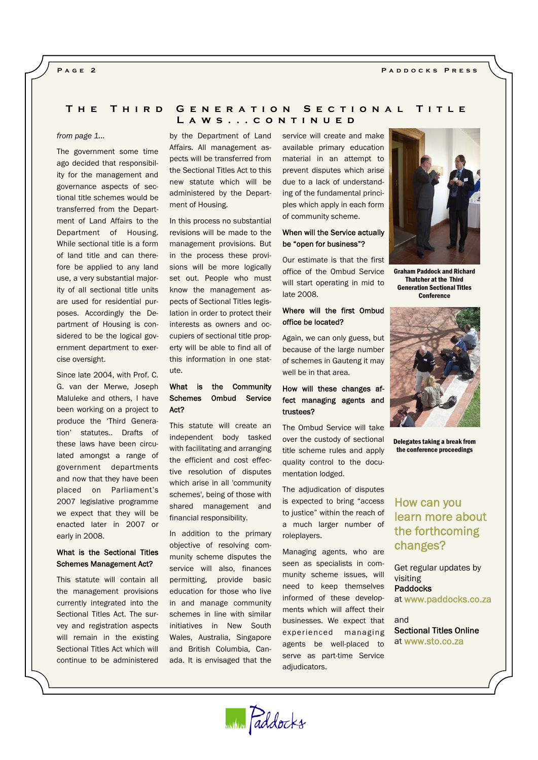## The Third Generation Sectional Title Laws...continued

*from page 1...*

The government some time ago decided that responsibility for the management and governance aspects of sectional title schemes would be transferred from the Department of Land Affairs to the Department of Housing. While sectional title is a form of land title and can therefore be applied to any land use, a very substantial majority of all sectional title units are used for residential purposes. Accordingly the Department of Housing is considered to be the logical government department to exercise oversight.

Since late 2004, with Prof. C. G. van der Merwe, Joseph Maluleke and others, I have been working on a project to produce the 'Third Generation' statutes.. Drafts of these laws have been circulated amongst a range of government departments and now that they have been placed on Parliament's 2007 legislative programme we expect that they will be enacted later in 2007 or early in 2008.

**What is the Sectional Titles Schemes Management Act?**

This statute will contain all the management provisions currently integrated into the Sectional Titles Act. The survey and registration aspects will remain in the existing Sectional Titles Act which will continue to be administered by the Department of Land Affairs. All management aspects will be transferred from the Sectional Titles Act to this new statute which will be administered by the Department of Housing.

In this process no substantial revisions will be made to the management provisions. But in the process these provisions will be more logically set out. People who must know the management aspects of Sectional Titles legislation in order to protect their interests as owners and occupiers of sectional title property will be able to find all of this information in one statute.

**What is the Community Schemes Ombud Service Act?**

This statute will create an independent body tasked with facilitating and arranging the efficient and cost effective resolution of disputes which arise in all 'community schemes', being of those with shared management and financial responsibility.

In addition to the primary objective of resolving community scheme disputes the service will also, finances permitting, provide basic education for those who live in and manage community schemes in line with similar initiatives in New South Wales, Australia, Singapore and British Columbia, Canada. It is envisaged that the service will create and make available primary education material in an attempt to prevent disputes which arise due to a lack of understanding of the fundamental principles which apply in each form of community scheme.

**When will the Service actually be "open for business"?**

Our estimate is that the first office of the Ombud Service will start operating in mid to late 2008.

**Where will the first Ombud office be located?**

Again, we can only guess, but because of the large number of schemes in Gauteng it may well be in that area.

**How will these changes affect managing agents and trustees?**

The Ombud Service will take over the custody of sectional title scheme rules and apply quality control to the documentation lodged.

The adjudication of disputes is expected to bring "access to justice" within the reach of a much larger number of roleplayers.

Managing agents, who are seen as specialists in community scheme issues, will need to keep themselves informed of these developments which will affect their businesses. We expect that experienced managing agents be well-placed to serve as part-time Service adjudicators.

**Graham Paddock and Richard Thatcher at the Third Generation Sectional Titles Conference**

**Delegates taking a break from the conference proceedings**

### How can you learn more about the forthcoming changes?

Get regular updates by visiting **Paddocks** at www.paddocks.co.za

and **Sectional Titles Online** at www.sto.co.za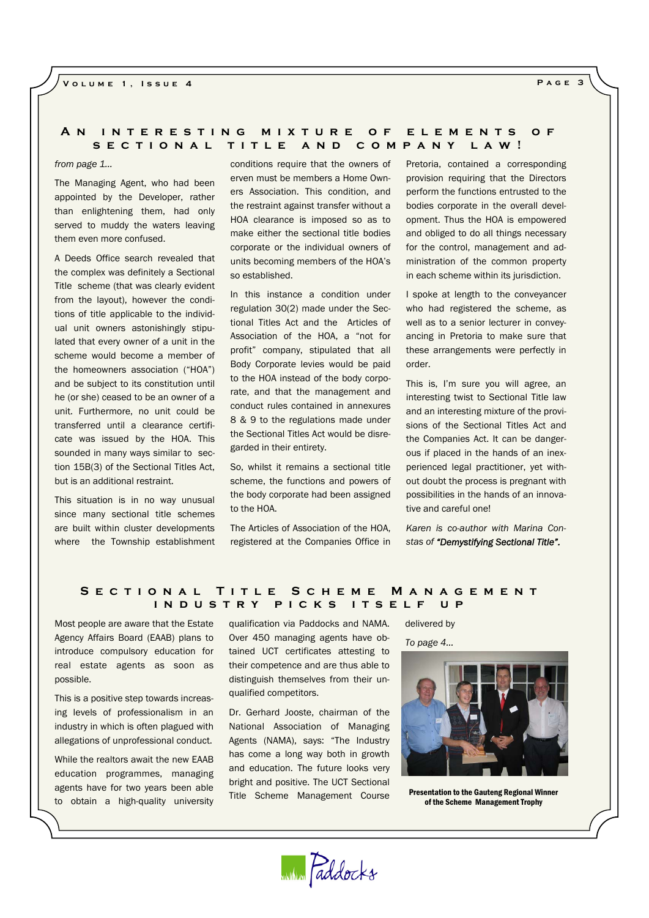## An interesting mixture of elements of sectional title and company law!

*from page 1...*

The Managing Agent, who had been appointed by the Developer, rather than enlightening them, had only served to muddy the waters leaving them even more confused.

A Deeds Office search revealed that the complex was definitely a Sectional Title scheme (that was clearly evident from the layout), however the conditions of title applicable to the individual unit owners astonishingly stipulated that every owner of a unit in the scheme would become a member of the homeowners association ("HOA") and be subject to its constitution until he (or she) ceased to be an owner of a unit. Furthermore, no unit could be transferred until a clearance certificate was issued by the HOA. This sounded in many ways similar to section 15B(3) of the Sectional Titles Act, but is an additional restraint.

This situation is in no way unusual since many sectional title schemes are built within cluster developments where the Township establishment conditions require that the owners of erven must be members a Home Owners Association. This condition, and the restraint against transfer without a HOA clearance is imposed so as to make either the sectional title bodies corporate or the individual owners of units becoming members of the HOA's so established.

In this instance a condition under regulation 30(2) made under the Sectional Titles Act and the Articles of Association of the HOA, a "not for profit" company, stipulated that all Body Corporate levies would be paid to the HOA instead of the body corporate, and that the management and conduct rules contained in annexures 8 & 9 to the regulations made under the Sectional Titles Act would be disregarded in their entirety.

So, whilst it remains a sectional title scheme, the functions and powers of the body corporate had been assigned to the HOA.

The Articles of Association of the HOA, registered at the Companies Office in Pretoria, contained a corresponding provision requiring that the Directors perform the functions entrusted to the bodies corporate in the overall development. Thus the HOA is empowered and obliged to do all things necessary for the control, management and administration of the common property in each scheme within its jurisdiction.

I spoke at length to the conveyancer who had registered the scheme, as well as to a senior lecturer in conveyancing in Pretoria to make sure that these arrangements were perfectly in order.

This is, I'm sure you will agree, an interesting twist to Sectional Title law and an interesting mixture of the provisions of the Sectional Titles Act and the Companies Act. It can be dangerous if placed in the hands of an inexperienced legal practitioner, yet without doubt the process is pregnant with possibilities in the hands of an innovative and careful one!

*Karen is co-author with Marina Constas of **"Demystifying Sectional Title".***

## Sectional Title Scheme Management industry picks itself up

Most people are aware that the Estate Agency Affairs Board (EAAB) plans to introduce compulsory education for real estate agents as soon as possible.

This is a positive step towards increasing levels of professionalism in an industry in which is often plagued with allegations of unprofessional conduct.

While the realtors await the new EAAB education programmes, managing agents have for two years been able to obtain a high-quality university qualification via Paddocks and NAMA. Over 450 managing agents have obtained UCT certificates attesting to their competence and are thus able to distinguish themselves from their unqualified competitors.

Dr. Gerhard Jooste, chairman of the National Association of Managing Agents (NAMA), says: "The Industry has come a long way both in growth and education. The future looks very bright and positive. The UCT Sectional Title Scheme Management Course delivered by

*To page 4...*

**Presentation to the Gauteng Regional Winner of the Scheme Management Trophy**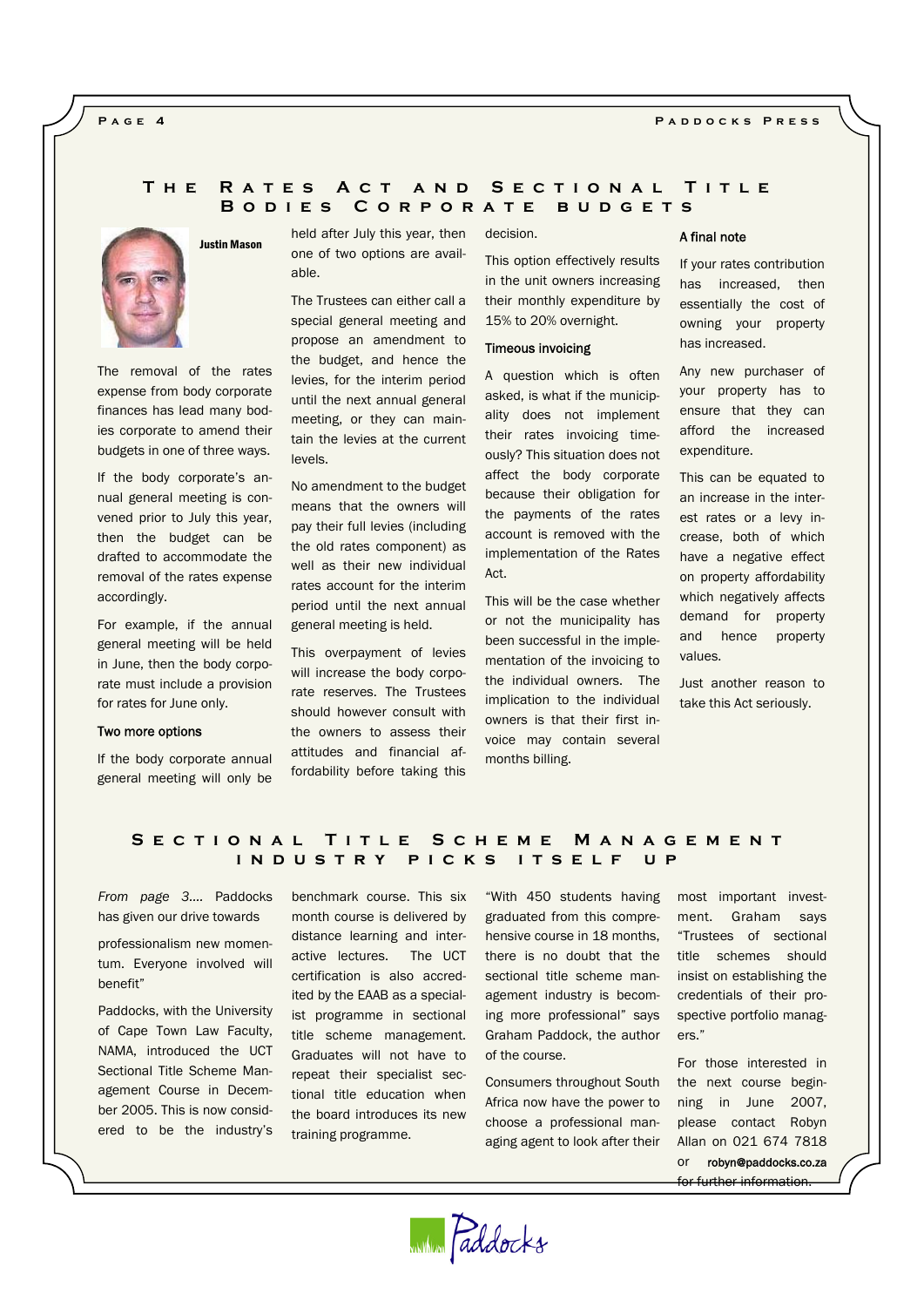## The Rates Act and Sectional Title Bodies Corporate Budgets

**Justin Mason**

The removal of the rates expense from body corporate finances has lead many bodies corporate to amend their budgets in one of three ways.

If the body corporate's annual general meeting is convened prior to July this year, then the budget can be drafted to accommodate the removal of the rates expense accordingly.

For example, if the annual general meeting will be held in June, then the body corporate must include a provision for rates for June only.

### Two more options

If the body corporate annual general meeting will only be held after July this year, then one of two options are available.

The Trustees can either call a special general meeting and propose an amendment to the budget, and hence the levies, for the interim period until the next annual general meeting, or they can maintain the levies at the current levels.

No amendment to the budget means that the owners will pay their full levies (including the old rates component) as well as their new individual rates account for the interim period until the next annual general meeting is held.

This overpayment of levies will increase the body corporate reserves. The Trustees should however consult with the owners to assess their attitudes and financial affordability before taking this decision.

This option effectively results in the unit owners increasing their monthly expenditure by 15% to 20% overnight.

### Timeous invoicing

A question which is often asked, is what if the municipality does not implement their rates invoicing timeously? This situation does not affect the body corporate because their obligation for the payments of the rates account is removed with the implementation of the Rates Act.

This will be the case whether or not the municipality has been successful in the implementation of the invoicing to the individual owners. The implication to the individual owners is that their first invoice may contain several months billing.

### A final note

If your rates contribution has increased, then essentially the cost of owning your property has increased.

Any new purchaser of your property has to ensure that they can afford the increased expenditure.

This can be equated to an increase in the interest rates or a levy increase, both of which have a negative effect on property affordability which negatively affects demand for property and hence property values.

Just another reason to take this Act seriously.

## Sectional Title Scheme Management Industry Picks Itself Up

*From page 3....* Paddocks has given our drive towards professionalism new momentum. Everyone involved will benefit"

Paddocks, with the University of Cape Town Law Faculty, NAMA, introduced the UCT Sectional Title Scheme Management Course in December 2005. This is now considered to be the industry's benchmark course. This six month course is delivered by distance learning and interactive lectures. The UCT certification is also accredited by the EAAB as a specialist programme in sectional title scheme management. Graduates will not have to repeat their specialist sectional title education when the board introduces its new training programme.

"With 450 students having graduated from this comprehensive course in 18 months, there is no doubt that the sectional title scheme management industry is becoming more professional" says Graham Paddock, the author of the course.

Consumers throughout South Africa now have the power to choose a professional managing agent to look after their most important investment. Graham says "Trustees of sectional title schemes should insist on establishing the credentials of their prospective portfolio managers."

For those interested in the next course beginning in June 2007, please contact Robyn Allan on 021 674 7818 or robyn@paddocks.co.za for further information.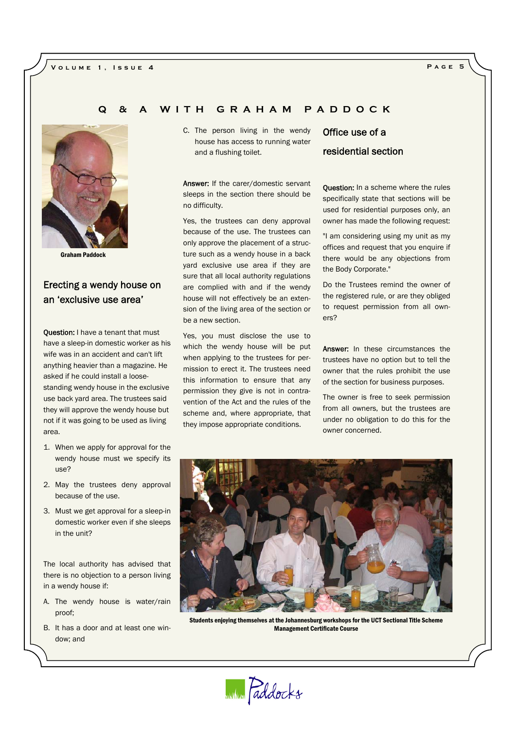## Q & A WITH GRAHAM PADDOCK

Graham Paddock

### Erecting a wendy house on an 'exclusive use area'

**Question:** I have a tenant that must have a sleep-in domestic worker as his wife was in an accident and can't lift anything heavier than a magazine. He asked if he could install a loose-standing wendy house in the exclusive use back yard area. The trustees said they will approve the wendy house but not if it was going to be used as living area.

1. When we apply for approval for the wendy house must we specify its use?
2. May the trustees deny approval because of the use.
3. Must we get approval for a sleep-in domestic worker even if she sleeps in the unit?

The local authority has advised that there is no objection to a person living in a wendy house if:

A. The wendy house is water/rain proof;

B. It has a door and at least one window; and

C. The person living in the wendy house has access to running water and a flushing toilet.

**Answer:** If the carer/domestic servant sleeps in the section there should be no difficulty.

Yes, the trustees can deny approval because of the use. The trustees can only approve the placement of a structure such as a wendy house in a back yard exclusive use area if they are sure that all local authority regulations are complied with and if the wendy house will not effectively be an extension of the living area of the section or be a new section.

Yes, you must disclose the use to which the wendy house will be put when applying to the trustees for permission to erect it. The trustees need this information to ensure that any permission they give is not in contravention of the Act and the rules of the scheme and, where appropriate, that they impose appropriate conditions.

### Office use of a residential section

**Question:** In a scheme where the rules specifically state that sections will be used for residential purposes only, an owner has made the following request:

"I am considering using my unit as my offices and request that you enquire if there would be any objections from the Body Corporate."

Do the Trustees remind the owner of the registered rule, or are they obliged to request permission from all owners?

**Answer:** In these circumstances the trustees have no option but to tell the owner that the rules prohibit the use of the section for business purposes.

The owner is free to seek permission from all owners, but the trustees are under no obligation to do this for the owner concerned.

Students enjoying themselves at the Johannesburg workshops for the UCT Sectional Title Scheme Management Certificate Course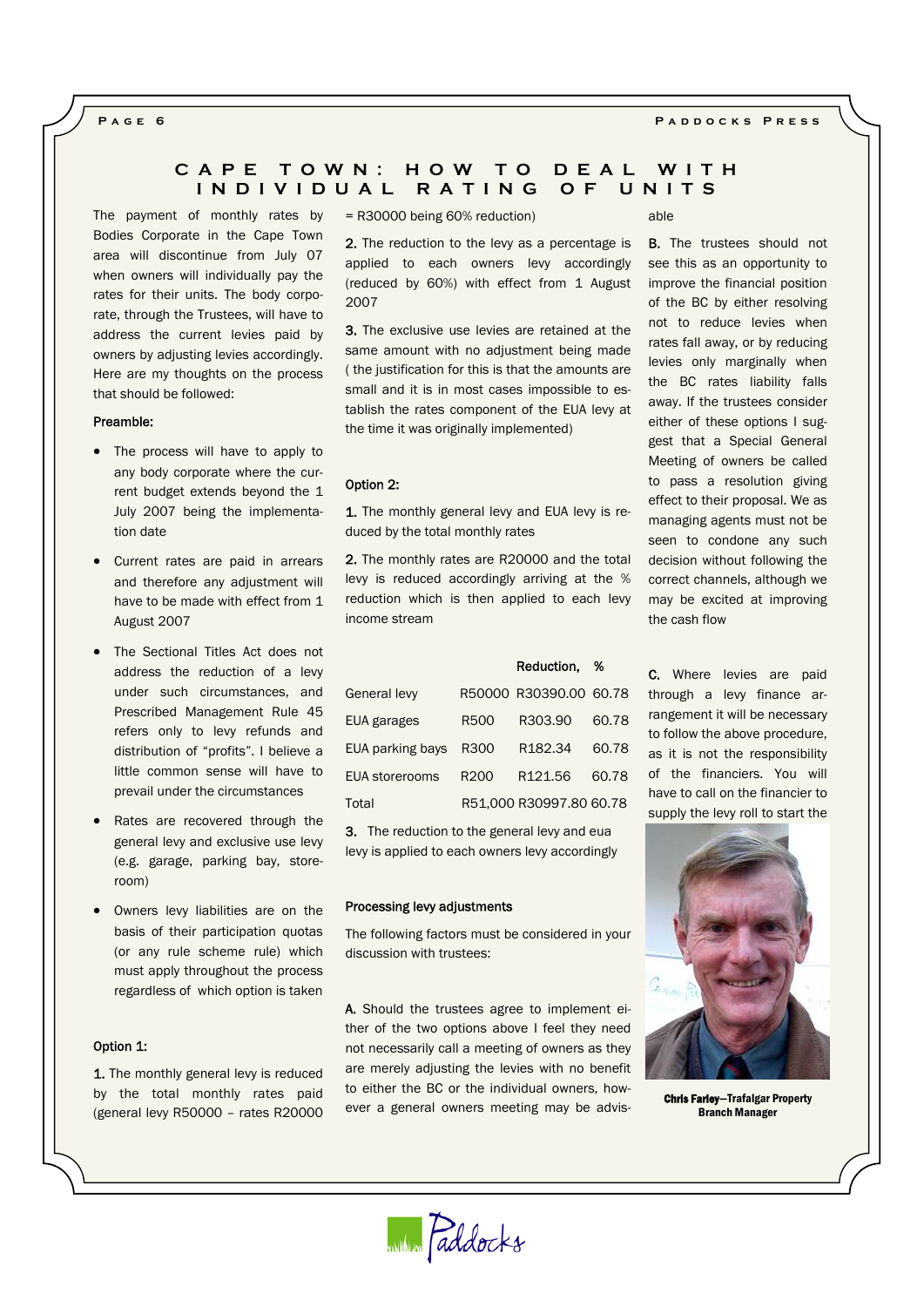# CAPE TOWN: HOW TO DEAL WITH INDIVIDUAL RATING OF UNITS

The payment of monthly rates by Bodies Corporate in the Cape Town area will discontinue from July 07 when owners will individually pay the rates for their units. The body corporate, through the Trustees, will have to address the current levies paid by owners by adjusting levies accordingly. Here are my thoughts on the process that should be followed:

**Preamble:**

- The process will have to apply to any body corporate where the current budget extends beyond the 1 July 2007 being the implementation date
- Current rates are paid in arrears and therefore any adjustment will have to be made with effect from 1 August 2007
- The Sectional Titles Act does not address the reduction of a levy under such circumstances, and Prescribed Management Rule 45 refers only to levy refunds and distribution of "profits". I believe a little common sense will have to prevail under the circumstances
- Rates are recovered through the general levy and exclusive use levy (e.g. garage, parking bay, storeroom)
- Owners levy liabilities are on the basis of their participation quotas (or any rule scheme rule) which must apply throughout the process regardless of which option is taken

**Option 1:**

**1.** The monthly general levy is reduced by the total monthly rates paid (general levy R50000 – rates R20000 = R30000 being 60% reduction)

**2.** The reduction to the levy as a percentage is applied to each owners levy accordingly (reduced by 60%) with effect from 1 August 2007

**3.** The exclusive use levies are retained at the same amount with no adjustment being made ( the justification for this is that the amounts are small and it is in most cases impossible to establish the rates component of the EUA levy at the time it was originally implemented)

**Option 2:**

**1.** The monthly general levy and EUA levy is reduced by the total monthly rates

**2.** The monthly rates are R20000 and the total levy is reduced accordingly arriving at the % reduction which is then applied to each levy income stream

| | | Reduction, | % |
|---|---|---|---|
| General levy | R50000 | R30390.00 | 60.78 |
| EUA garages | R500 | R303.90 | 60.78 |
| EUA parking bays | R300 | R182.34 | 60.78 |
| EUA storerooms | R200 | R121.56 | 60.78 |
| Total | R51,000 | R30997.80 | 60.78 |

**3.** The reduction to the general levy and eua levy is applied to each owners levy accordingly

**Processing levy adjustments**

The following factors must be considered in your discussion with trustees:

**A.** Should the trustees agree to implement either of the two options above I feel they need not necessarily call a meeting of owners as they are merely adjusting the levies with no benefit to either the BC or the individual owners, however a general owners meeting may be advisable

**B.** The trustees should not see this as an opportunity to improve the financial position of the BC by either resolving not to reduce levies when rates fall away, or by reducing levies only marginally when the BC rates liability falls away. If the trustees consider either of these options I suggest that a Special General Meeting of owners be called to pass a resolution giving effect to their proposal. We as managing agents must not be seen to condone any such decision without following the correct channels, although we may be excited at improving the cash flow

**C.** Where levies are paid through a levy finance arrangement it will be necessary to follow the above procedure, as it is not the responsibility of the financiers. You will have to call on the financier to supply the levy roll to start the

**Chris Farley—Trafalgar Property Branch Manager**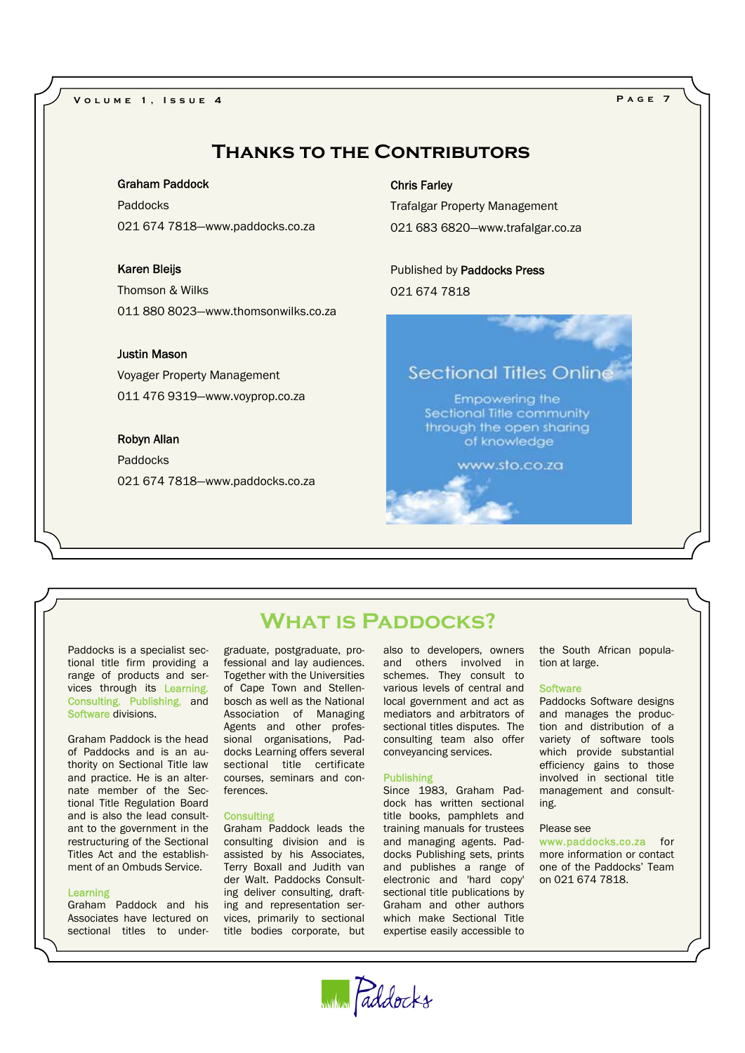## Thanks to the Contributors

**Graham Paddock**
Paddocks
021 674 7818—www.paddocks.co.za

**Karen Bleijs**
Thomson & Wilks
011 880 8023—www.thomsonwilks.co.za

**Justin Mason**
Voyager Property Management
011 476 9319—www.voyprop.co.za

**Robyn Allan**
Paddocks
021 674 7818—www.paddocks.co.za

**Chris Farley**
Trafalgar Property Management
021 683 6820—www.trafalgar.co.za

Published by **Paddocks Press**
021 674 7818

Sectional Titles Online

Empowering the Sectional Title community through the open sharing of knowledge

www.sto.co.za

## What is Paddocks?

Paddocks is a specialist sectional title firm providing a range of products and services through its Learning, Consulting, Publishing, and Software divisions.

Graham Paddock is the head of Paddocks and is an authority on Sectional Title law and practice. He is an alternate member of the Sectional Title Regulation Board and is also the lead consultant to the government in the restructuring of the Sectional Titles Act and the establishment of an Ombuds Service.

### Learning

Graham Paddock and his Associates have lectured on sectional titles to undergraduate, postgraduate, professional and lay audiences. Together with the Universities of Cape Town and Stellenbosch as well as the National Association of Managing Agents and other professional organisations, Paddocks Learning offers several sectional title certificate courses, seminars and conferences.

### Consulting

Graham Paddock leads the consulting division and is assisted by his Associates, Terry Boxall and Judith van der Walt. Paddocks Consulting deliver consulting, drafting and representation services, primarily to sectional title bodies corporate, but also to developers, owners and others involved in schemes. They consult to various levels of central and local government and act as mediators and arbitrators of sectional titles disputes. The consulting team also offer conveyancing services.

### Publishing

Since 1983, Graham Paddock has written sectional title books, pamphlets and training manuals for trustees and managing agents. Paddocks Publishing sets, prints and publishes a range of electronic and 'hard copy' sectional title publications by Graham and other authors which make Sectional Title expertise easily accessible to the South African population at large.

### Software

Paddocks Software designs and manages the production and distribution of a variety of software tools which provide substantial efficiency gains to those involved in sectional title management and consulting.

Please see www.paddocks.co.za for more information or contact one of the Paddocks' Team on 021 674 7818.

Paddocks